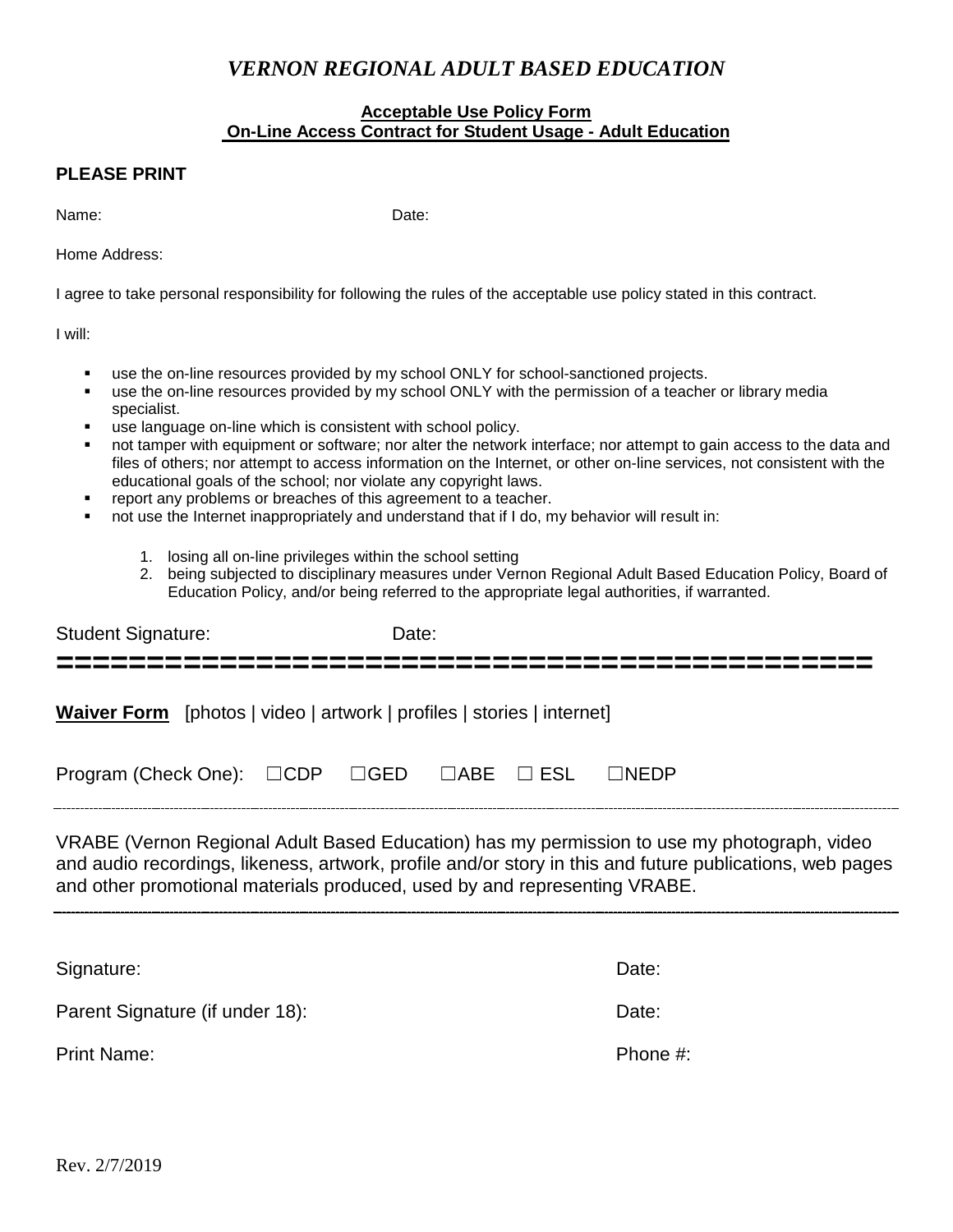# *VERNON REGIONAL ADULT BASED EDUCATION*

**Acceptable Use Policy Form**
**On-Line Access Contract for Student Usage - Adult Education**

**PLEASE PRINT**

Name: Date:

Home Address:

I agree to take personal responsibility for following the rules of the acceptable use policy stated in this contract.

I will:

- use the on-line resources provided by my school ONLY for school-sanctioned projects.
- use the on-line resources provided by my school ONLY with the permission of a teacher or library media specialist.
- use language on-line which is consistent with school policy.
- not tamper with equipment or software; nor alter the network interface; nor attempt to gain access to the data and files of others; nor attempt to access information on the Internet, or other on-line services, not consistent with the educational goals of the school; nor violate any copyright laws.
- report any problems or breaches of this agreement to a teacher.
- not use the Internet inappropriately and understand that if I do, my behavior will result in:

  1. losing all on-line privileges within the school setting
  2. being subjected to disciplinary measures under Vernon Regional Adult Based Education Policy, Board of Education Policy, and/or being referred to the appropriate legal authorities, if warranted.

Student Signature: Date:

==============================================

**Waiver Form** [photos | video | artwork | profiles | stories | internet]

Program (Check One): ☐CDP ☐GED ☐ABE ☐ ESL ☐NEDP

---

VRABE (Vernon Regional Adult Based Education) has my permission to use my photograph, video and audio recordings, likeness, artwork, profile and/or story in this and future publications, web pages and other promotional materials produced, used by and representing VRABE.

---

Signature: Date:

Parent Signature (if under 18): Date:

Print Name: Phone #:

Rev. 2/7/2019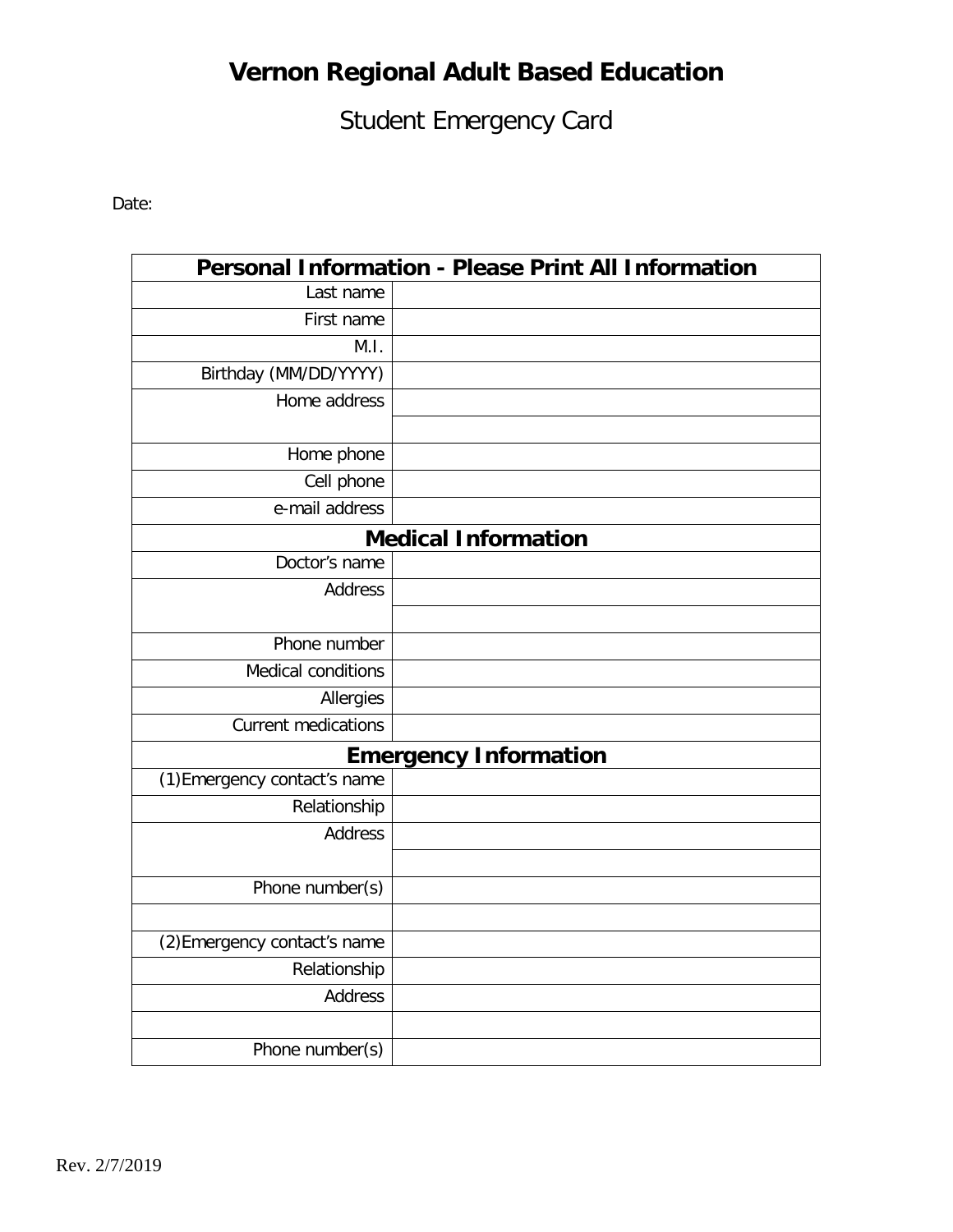# Vernon Regional Adult Based Education

## Student Emergency Card

Date:

| Personal Information - Please Print All Information | |
|---|---|
| Last name | |
| First name | |
| M.I. | |
| Birthday (MM/DD/YYYY) | |
| Home address | |
| | |
| Home phone | |
| Cell phone | |
| e-mail address | |
| **Medical Information** | |
| Doctor's name | |
| Address | |
| | |
| Phone number | |
| Medical conditions | |
| Allergies | |
| Current medications | |
| **Emergency Information** | |
| (1)Emergency contact's name | |
| Relationship | |
| Address | |
| | |
| Phone number(s) | |
| | |
| (2)Emergency contact's name | |
| Relationship | |
| Address | |
| | |
| Phone number(s) | |

Rev. 2/7/2019